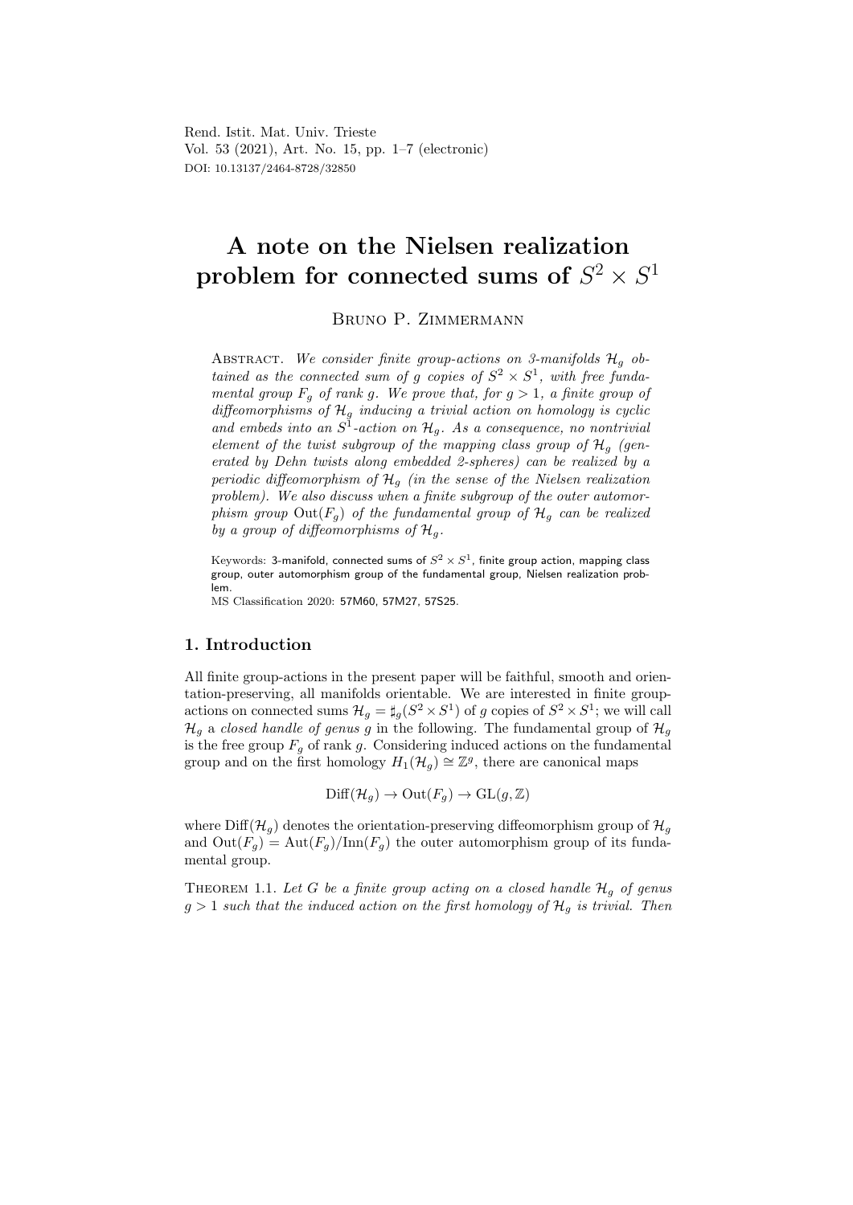# A note on the Nielsen realization problem for connected sums of $S^2 \times S^1$

Bruno P. Zimmermann

Abstract. *We consider finite group-actions on 3-manifolds $\mathcal{H}_g$ obtained as the connected sum of $g$ copies of $S^2 \times S^1$, with free fundamental group $F_g$ of rank $g$. We prove that, for $g > 1$, a finite group of diffeomorphisms of $\mathcal{H}_g$ inducing a trivial action on homology is cyclic and embeds into an $S^1$-action on $\mathcal{H}_g$. As a consequence, no nontrivial element of the twist subgroup of the mapping class group of $\mathcal{H}_g$ (generated by Dehn twists along embedded 2-spheres) can be realized by a periodic diffeomorphism of $\mathcal{H}_g$ (in the sense of the Nielsen realization problem). We also discuss when a finite subgroup of the outer automorphism group $\mathrm{Out}(F_g)$ of the fundamental group of $\mathcal{H}_g$ can be realized by a group of diffeomorphisms of $\mathcal{H}_g$.*

Keywords: 3-manifold, connected sums of $S^2 \times S^1$, finite group action, mapping class group, outer automorphism group of the fundamental group, Nielsen realization problem.
MS Classification 2020: 57M60, 57M27, 57S25.

## 1. Introduction

All finite group-actions in the present paper will be faithful, smooth and orientation-preserving, all manifolds orientable. We are interested in finite group-actions on connected sums $\mathcal{H}_g = \sharp_g(S^2 \times S^1)$ of $g$ copies of $S^2 \times S^1$; we will call $\mathcal{H}_g$ a *closed handle of genus* $g$ in the following. The fundamental group of $\mathcal{H}_g$ is the free group $F_g$ of rank $g$. Considering induced actions on the fundamental group and on the first homology $H_1(\mathcal{H}_g) \cong \mathbb{Z}^g$, there are canonical maps

$$\mathrm{Diff}(\mathcal{H}_g) \to \mathrm{Out}(F_g) \to \mathrm{GL}(g, \mathbb{Z})$$

where $\mathrm{Diff}(\mathcal{H}_g)$ denotes the orientation-preserving diffeomorphism group of $\mathcal{H}_g$ and $\mathrm{Out}(F_g) = \mathrm{Aut}(F_g)/\mathrm{Inn}(F_g)$ the outer automorphism group of its fundamental group.

Theorem 1.1. *Let $G$ be a finite group acting on a closed handle $\mathcal{H}_g$ of genus $g > 1$ such that the induced action on the first homology of $\mathcal{H}_g$ is trivial. Then*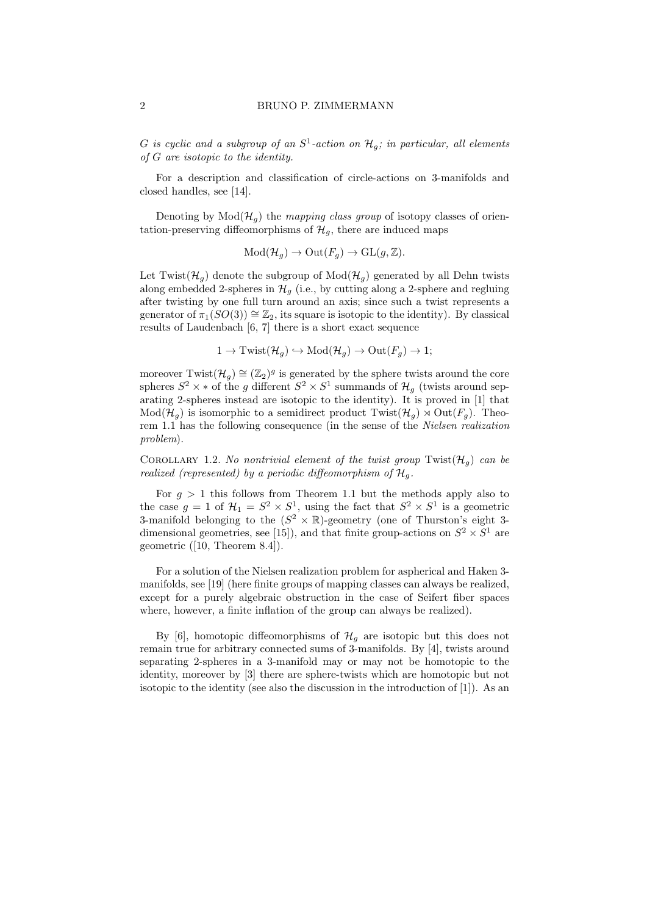*$G$ is cyclic and a subgroup of an $S^1$-action on $\mathcal{H}_g$; in particular, all elements of $G$ are isotopic to the identity.*

For a description and classification of circle-actions on 3-manifolds and closed handles, see [14].

Denoting by $\mathrm{Mod}(\mathcal{H}_g)$ the *mapping class group* of isotopy classes of orientation-preserving diffeomorphisms of $\mathcal{H}_g$, there are induced maps

$$\mathrm{Mod}(\mathcal{H}_g) \to \mathrm{Out}(F_g) \to \mathrm{GL}(g, \mathbb{Z}).$$

Let $\mathrm{Twist}(\mathcal{H}_g)$ denote the subgroup of $\mathrm{Mod}(\mathcal{H}_g)$ generated by all Dehn twists along embedded 2-spheres in $\mathcal{H}_g$ (i.e., by cutting along a 2-sphere and regluing after twisting by one full turn around an axis; since such a twist represents a generator of $\pi_1(SO(3)) \cong \mathbb{Z}_2$, its square is isotopic to the identity). By classical results of Laudenbach [6, 7] there is a short exact sequence

$$1 \to \mathrm{Twist}(\mathcal{H}_g) \hookrightarrow \mathrm{Mod}(\mathcal{H}_g) \to \mathrm{Out}(F_g) \to 1;$$

moreover $\mathrm{Twist}(\mathcal{H}_g) \cong (\mathbb{Z}_2)^g$ is generated by the sphere twists around the core spheres $S^2 \times *$ of the $g$ different $S^2 \times S^1$ summands of $\mathcal{H}_g$ (twists around separating 2-spheres instead are isotopic to the identity). It is proved in [1] that $\mathrm{Mod}(\mathcal{H}_g)$ is isomorphic to a semidirect product $\mathrm{Twist}(\mathcal{H}_g) \rtimes \mathrm{Out}(F_g)$. Theorem 1.1 has the following consequence (in the sense of the *Nielsen realization problem*).

Corollary 1.2. *No nontrivial element of the twist group $\mathrm{Twist}(\mathcal{H}_g)$ can be realized (represented) by a periodic diffeomorphism of $\mathcal{H}_g$.*

For $g > 1$ this follows from Theorem 1.1 but the methods apply also to the case $g = 1$ of $\mathcal{H}_1 = S^2 \times S^1$, using the fact that $S^2 \times S^1$ is a geometric 3-manifold belonging to the ($S^2 \times \mathbb{R}$)-geometry (one of Thurston's eight 3-dimensional geometries, see [15]), and that finite group-actions on $S^2 \times S^1$ are geometric ([10, Theorem 8.4]).

For a solution of the Nielsen realization problem for aspherical and Haken 3-manifolds, see [19] (here finite groups of mapping classes can always be realized, except for a purely algebraic obstruction in the case of Seifert fiber spaces where, however, a finite inflation of the group can always be realized).

By [6], homotopic diffeomorphisms of $\mathcal{H}_g$ are isotopic but this does not remain true for arbitrary connected sums of 3-manifolds. By [4], twists around separating 2-spheres in a 3-manifold may or may not be homotopic to the identity, moreover by [3] there are sphere-twists which are homotopic but not isotopic to the identity (see also the discussion in the introduction of [1]). As an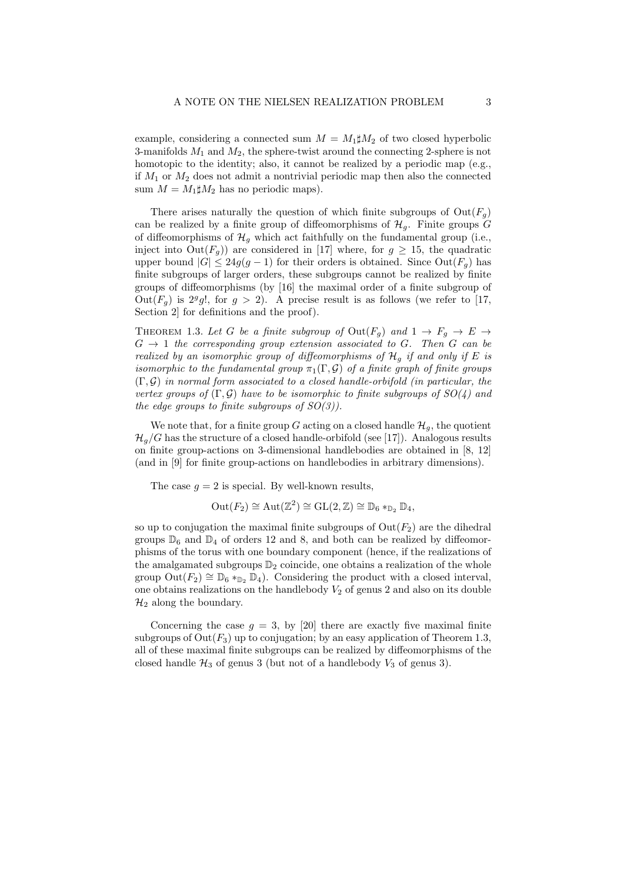example, considering a connected sum $M = M_1 \sharp M_2$ of two closed hyperbolic 3-manifolds $M_1$ and $M_2$, the sphere-twist around the connecting 2-sphere is not homotopic to the identity; also, it cannot be realized by a periodic map (e.g., if $M_1$ or $M_2$ does not admit a nontrivial periodic map then also the connected sum $M = M_1 \sharp M_2$ has no periodic maps).

There arises naturally the question of which finite subgroups of $\mathrm{Out}(F_g)$ can be realized by a finite group of diffeomorphisms of $\mathcal{H}_g$. Finite groups $G$ of diffeomorphisms of $\mathcal{H}_g$ which act faithfully on the fundamental group (i.e., inject into $\mathrm{Out}(F_g)$) are considered in [17] where, for $g \geq 15$, the quadratic upper bound $|G| \leq 24g(g-1)$ for their orders is obtained. Since $\mathrm{Out}(F_g)$ has finite subgroups of larger orders, these subgroups cannot be realized by finite groups of diffeomorphisms (by [16] the maximal order of a finite subgroup of $\mathrm{Out}(F_g)$ is $2^g g!$, for $g > 2$). A precise result is as follows (we refer to [17, Section 2] for definitions and the proof).

Theorem 1.3. *Let $G$ be a finite subgroup of $\mathrm{Out}(F_g)$ and $1 \to F_g \to E \to G \to 1$ the corresponding group extension associated to $G$. Then $G$ can be realized by an isomorphic group of diffeomorphisms of $\mathcal{H}_g$ if and only if $E$ is isomorphic to the fundamental group $\pi_1(\Gamma, \mathcal{G})$ of a finite graph of finite groups $(\Gamma, \mathcal{G})$ in normal form associated to a closed handle-orbifold (in particular, the vertex groups of $(\Gamma, \mathcal{G})$ have to be isomorphic to finite subgroups of SO(4) and the edge groups to finite subgroups of SO(3)).*

We note that, for a finite group $G$ acting on a closed handle $\mathcal{H}_g$, the quotient $\mathcal{H}_g/G$ has the structure of a closed handle-orbifold (see [17]). Analogous results on finite group-actions on 3-dimensional handlebodies are obtained in [8, 12] (and in [9] for finite group-actions on handlebodies in arbitrary dimensions).

The case $g = 2$ is special. By well-known results,

$$\mathrm{Out}(F_2) \cong \mathrm{Aut}(\mathbb{Z}^2) \cong \mathrm{GL}(2, \mathbb{Z}) \cong \mathbb{D}_6 *_{\mathbb{D}_2} \mathbb{D}_4,$$

so up to conjugation the maximal finite subgroups of $\mathrm{Out}(F_2)$ are the dihedral groups $\mathbb{D}_6$ and $\mathbb{D}_4$ of orders 12 and 8, and both can be realized by diffeomorphisms of the torus with one boundary component (hence, if the realizations of the amalgamated subgroups $\mathbb{D}_2$ coincide, one obtains a realization of the whole group $\mathrm{Out}(F_2) \cong \mathbb{D}_6 *_{\mathbb{D}_2} \mathbb{D}_4$). Considering the product with a closed interval, one obtains realizations on the handlebody $V_2$ of genus 2 and also on its double $\mathcal{H}_2$ along the boundary.

Concerning the case $g = 3$, by [20] there are exactly five maximal finite subgroups of $\mathrm{Out}(F_3)$ up to conjugation; by an easy application of Theorem 1.3, all of these maximal finite subgroups can be realized by diffeomorphisms of the closed handle $\mathcal{H}_3$ of genus 3 (but not of a handlebody $V_3$ of genus 3).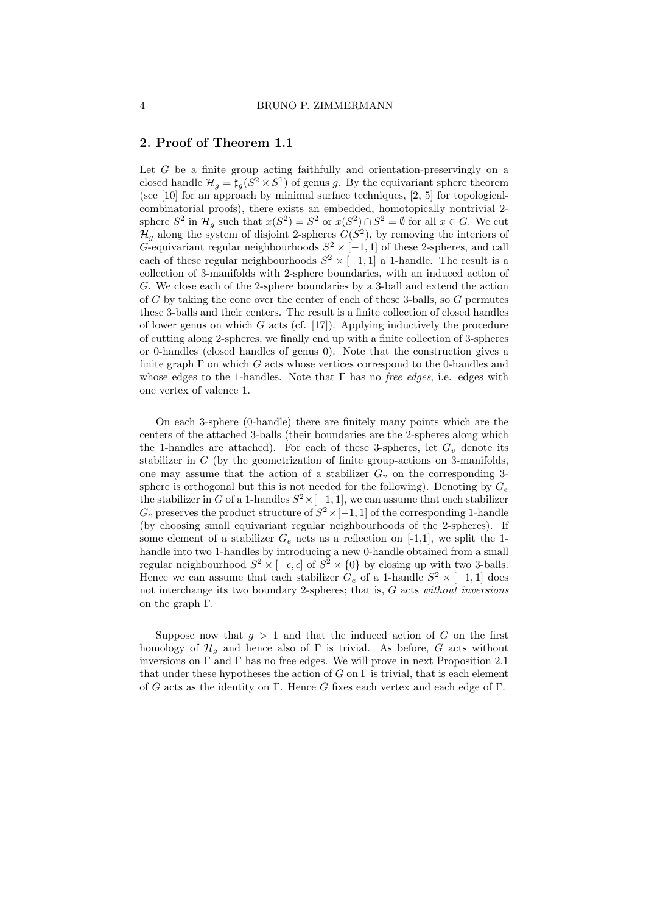## 2. Proof of Theorem 1.1

Let $G$ be a finite group acting faithfully and orientation-preservingly on a closed handle $\mathcal{H}_g = \sharp_g(S^2 \times S^1)$ of genus $g$. By the equivariant sphere theorem (see [10] for an approach by minimal surface techniques, [2, 5] for topological-combinatorial proofs), there exists an embedded, homotopically nontrivial 2-sphere $S^2$ in $\mathcal{H}_g$ such that $x(S^2) = S^2$ or $x(S^2) \cap S^2 = \emptyset$ for all $x \in G$. We cut $\mathcal{H}_g$ along the system of disjoint 2-spheres $G(S^2)$, by removing the interiors of $G$-equivariant regular neighbourhoods $S^2 \times [-1, 1]$ of these 2-spheres, and call each of these regular neighbourhoods $S^2 \times [-1, 1]$ a 1-handle. The result is a collection of 3-manifolds with 2-sphere boundaries, with an induced action of $G$. We close each of the 2-sphere boundaries by a 3-ball and extend the action of $G$ by taking the cone over the center of each of these 3-balls, so $G$ permutes these 3-balls and their centers. The result is a finite collection of closed handles of lower genus on which $G$ acts (cf. [17]). Applying inductively the procedure of cutting along 2-spheres, we finally end up with a finite collection of 3-spheres or 0-handles (closed handles of genus 0). Note that the construction gives a finite graph $\Gamma$ on which $G$ acts whose vertices correspond to the 0-handles and whose edges to the 1-handles. Note that $\Gamma$ has no *free edges*, i.e. edges with one vertex of valence 1.

On each 3-sphere (0-handle) there are finitely many points which are the centers of the attached 3-balls (their boundaries are the 2-spheres along which the 1-handles are attached). For each of these 3-spheres, let $G_v$ denote its stabilizer in $G$ (by the geometrization of finite group-actions on 3-manifolds, one may assume that the action of a stabilizer $G_v$ on the corresponding 3-sphere is orthogonal but this is not needed for the following). Denoting by $G_e$ the stabilizer in $G$ of a 1-handles $S^2 \times [-1, 1]$, we can assume that each stabilizer $G_e$ preserves the product structure of $S^2 \times [-1, 1]$ of the corresponding 1-handle (by choosing small equivariant regular neighbourhoods of the 2-spheres). If some element of a stabilizer $G_e$ acts as a reflection on [-1,1], we split the 1-handle into two 1-handles by introducing a new 0-handle obtained from a small regular neighbourhood $S^2 \times [-\epsilon, \epsilon]$ of $S^2 \times \{0\}$ by closing up with two 3-balls. Hence we can assume that each stabilizer $G_e$ of a 1-handle $S^2 \times [-1, 1]$ does not interchange its two boundary 2-spheres; that is, $G$ acts *without inversions* on the graph $\Gamma$.

Suppose now that $g > 1$ and that the induced action of $G$ on the first homology of $\mathcal{H}_g$ and hence also of $\Gamma$ is trivial. As before, $G$ acts without inversions on $\Gamma$ and $\Gamma$ has no free edges. We will prove in next Proposition 2.1 that under these hypotheses the action of $G$ on $\Gamma$ is trivial, that is each element of $G$ acts as the identity on $\Gamma$. Hence $G$ fixes each vertex and each edge of $\Gamma$.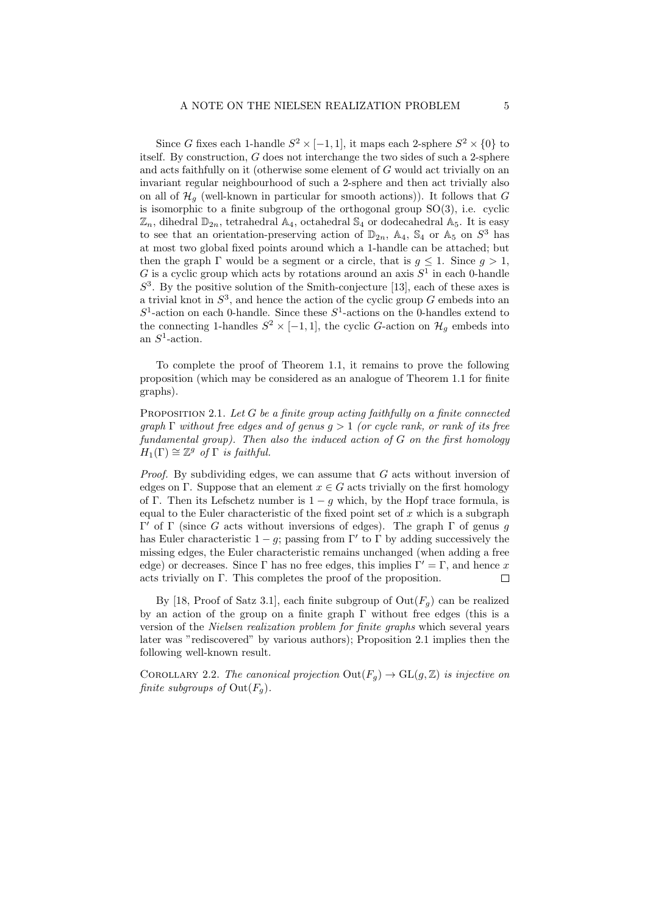Since $G$ fixes each 1-handle $S^2 \times [-1, 1]$, it maps each 2-sphere $S^2 \times \{0\}$ to itself. By construction, $G$ does not interchange the two sides of such a 2-sphere and acts faithfully on it (otherwise some element of $G$ would act trivially on an invariant regular neighbourhood of such a 2-sphere and then act trivially also on all of $\mathcal{H}_g$ (well-known in particular for smooth actions)). It follows that $G$ is isomorphic to a finite subgroup of the orthogonal group $\mathrm{SO}(3)$, i.e. cyclic $\mathbb{Z}_n$, dihedral $\mathbb{D}_{2n}$, tetrahedral $\mathbb{A}_4$, octahedral $\mathbb{S}_4$ or dodecahedral $\mathbb{A}_5$. It is easy to see that an orientation-preserving action of $\mathbb{D}_{2n}$, $\mathbb{A}_4$, $\mathbb{S}_4$ or $\mathbb{A}_5$ on $S^3$ has at most two global fixed points around which a 1-handle can be attached; but then the graph $\Gamma$ would be a segment or a circle, that is $g \leq 1$. Since $g > 1$, $G$ is a cyclic group which acts by rotations around an axis $S^1$ in each 0-handle $S^3$. By the positive solution of the Smith-conjecture [13], each of these axes is a trivial knot in $S^3$, and hence the action of the cyclic group $G$ embeds into an $S^1$-action on each 0-handle. Since these $S^1$-actions on the 0-handles extend to the connecting 1-handles $S^2 \times [-1, 1]$, the cyclic $G$-action on $\mathcal{H}_g$ embeds into an $S^1$-action.

To complete the proof of Theorem 1.1, it remains to prove the following proposition (which may be considered as an analogue of Theorem 1.1 for finite graphs).

Proposition 2.1. *Let $G$ be a finite group acting faithfully on a finite connected graph $\Gamma$ without free edges and of genus $g > 1$ (or cycle rank, or rank of its free fundamental group). Then also the induced action of $G$ on the first homology $H_1(\Gamma) \cong \mathbb{Z}^g$ of $\Gamma$ is faithful.*

*Proof.* By subdividing edges, we can assume that $G$ acts without inversion of edges on $\Gamma$. Suppose that an element $x \in G$ acts trivially on the first homology of $\Gamma$. Then its Lefschetz number is $1 - g$ which, by the Hopf trace formula, is equal to the Euler characteristic of the fixed point set of $x$ which is a subgraph $\Gamma'$ of $\Gamma$ (since $G$ acts without inversions of edges). The graph $\Gamma$ of genus $g$ has Euler characteristic $1 - g$; passing from $\Gamma'$ to $\Gamma$ by adding successively the missing edges, the Euler characteristic remains unchanged (when adding a free edge) or decreases. Since $\Gamma$ has no free edges, this implies $\Gamma' = \Gamma$, and hence $x$ acts trivially on $\Gamma$. This completes the proof of the proposition. $\square$

By [18, Proof of Satz 3.1], each finite subgroup of $\mathrm{Out}(F_g)$ can be realized by an action of the group on a finite graph $\Gamma$ without free edges (this is a version of the *Nielsen realization problem for finite graphs* which several years later was "rediscovered" by various authors); Proposition 2.1 implies then the following well-known result.

Corollary 2.2. *The canonical projection $\mathrm{Out}(F_g) \to \mathrm{GL}(g, \mathbb{Z})$ is injective on finite subgroups of $\mathrm{Out}(F_g)$.*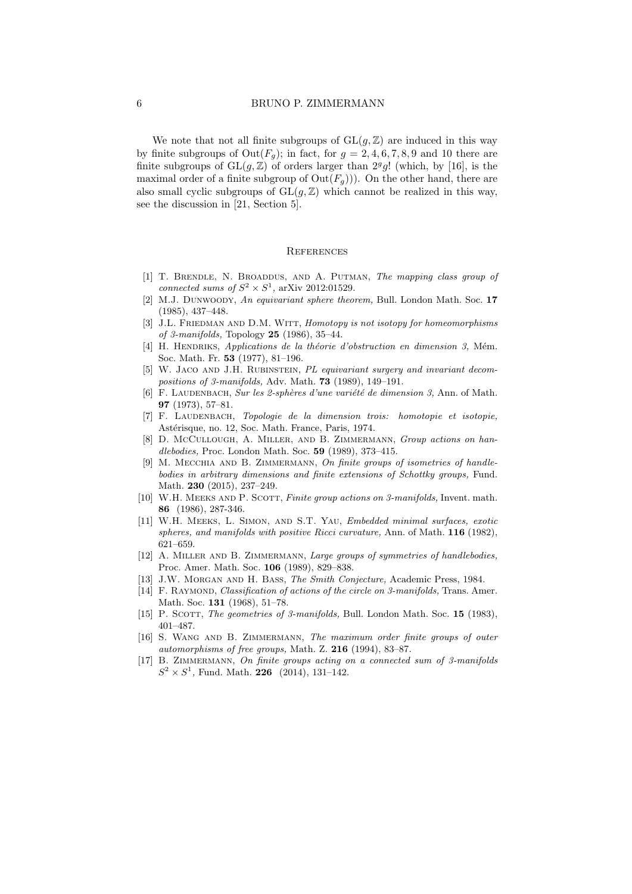We note that not all finite subgroups of $\mathrm{GL}(g,\mathbb{Z})$ are induced in this way by finite subgroups of $\mathrm{Out}(F_g)$; in fact, for $g = 2, 4, 6, 7, 8, 9$ and 10 there are finite subgroups of $\mathrm{GL}(g,\mathbb{Z})$ of orders larger than $2^g g!$ (which, by [16], is the maximal order of a finite subgroup of $\mathrm{Out}(F_g)$)). On the other hand, there are also small cyclic subgroups of $\mathrm{GL}(g,\mathbb{Z})$ which cannot be realized in this way, see the discussion in [21, Section 5].

## References

[1] T. Brendle, N. Broaddus, and A. Putman, *The mapping class group of connected sums of $S^2 \times S^1$*, arXiv 2012:01529.

[2] M.J. Dunwoody, *An equivariant sphere theorem,* Bull. London Math. Soc. **17** (1985), 437–448.

[3] J.L. Friedman and D.M. Witt, *Homotopy is not isotopy for homeomorphisms of 3-manifolds,* Topology **25** (1986), 35–44.

[4] H. Hendriks, *Applications de la théorie d'obstruction en dimension 3,* Mém. Soc. Math. Fr. **53** (1977), 81–196.

[5] W. Jaco and J.H. Rubinstein, *PL equivariant surgery and invariant decompositions of 3-manifolds,* Adv. Math. **73** (1989), 149–191.

[6] F. Laudenbach, *Sur les 2-sphères d'une variété de dimension 3,* Ann. of Math. **97** (1973), 57–81.

[7] F. Laudenbach, *Topologie de la dimension trois: homotopie et isotopie,* Astérisque, no. 12, Soc. Math. France, Paris, 1974.

[8] D. McCullough, A. Miller, and B. Zimmermann, *Group actions on handlebodies,* Proc. London Math. Soc. **59** (1989), 373–415.

[9] M. Mecchia and B. Zimmermann, *On finite groups of isometries of handlebodies in arbitrary dimensions and finite extensions of Schottky groups,* Fund. Math. **230** (2015), 237–249.

[10] W.H. Meeks and P. Scott, *Finite group actions on 3-manifolds,* Invent. math. **86** (1986), 287-346.

[11] W.H. Meeks, L. Simon, and S.T. Yau, *Embedded minimal surfaces, exotic spheres, and manifolds with positive Ricci curvature,* Ann. of Math. **116** (1982), 621–659.

[12] A. Miller and B. Zimmermann, *Large groups of symmetries of handlebodies,* Proc. Amer. Math. Soc. **106** (1989), 829–838.

[13] J.W. Morgan and H. Bass, *The Smith Conjecture,* Academic Press, 1984.

[14] F. Raymond, *Classification of actions of the circle on 3-manifolds,* Trans. Amer. Math. Soc. **131** (1968), 51–78.

[15] P. Scott, *The geometries of 3-manifolds,* Bull. London Math. Soc. **15** (1983), 401–487.

[16] S. Wang and B. Zimmermann, *The maximum order finite groups of outer automorphisms of free groups,* Math. Z. **216** (1994), 83–87.

[17] B. Zimmermann, *On finite groups acting on a connected sum of 3-manifolds $S^2 \times S^1$*, Fund. Math. **226** (2014), 131–142.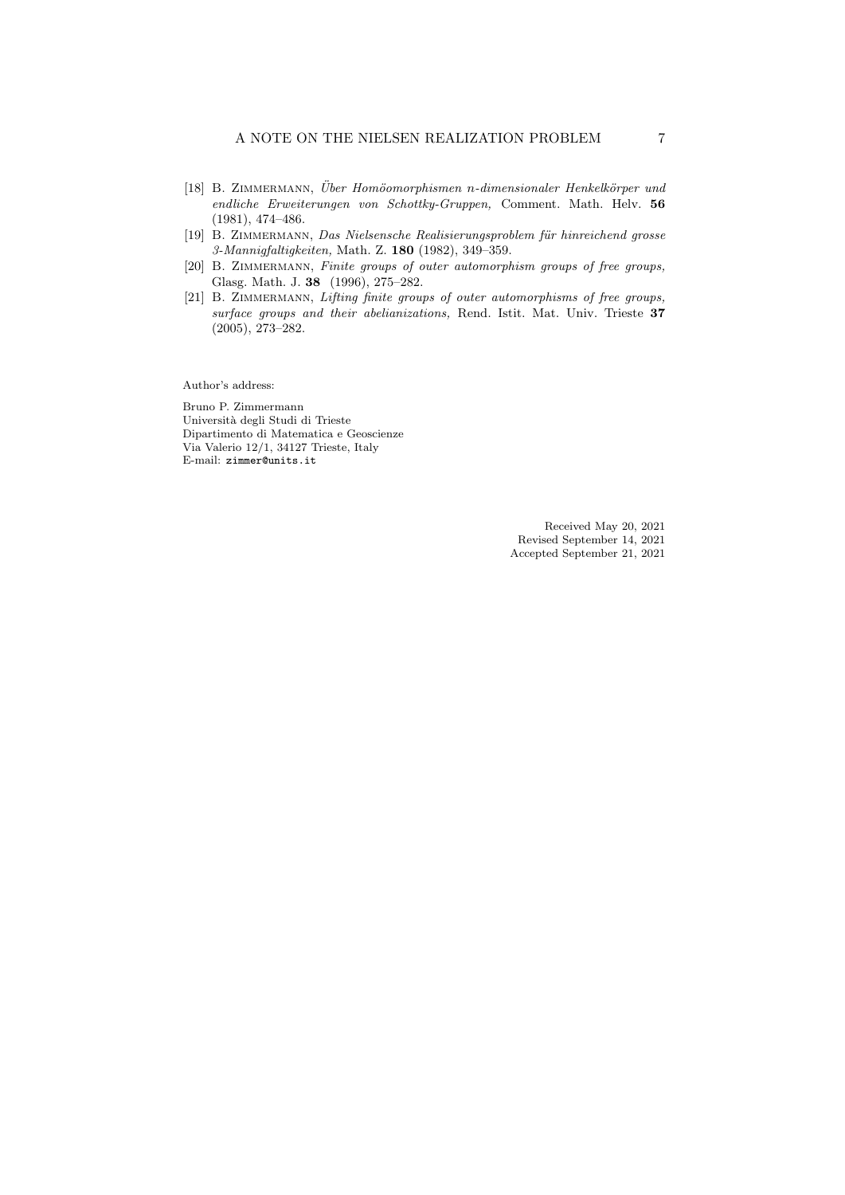[18] B. Zimmermann, *Über Homöomorphismen n-dimensionaler Henkelkörper und endliche Erweiterungen von Schottky-Gruppen,* Comment. Math. Helv. **56** (1981), 474–486.

[19] B. Zimmermann, *Das Nielsensche Realisierungsproblem für hinreichend grosse 3-Mannigfaltigkeiten,* Math. Z. **180** (1982), 349–359.

[20] B. Zimmermann, *Finite groups of outer automorphism groups of free groups,* Glasg. Math. J. **38** (1996), 275–282.

[21] B. Zimmermann, *Lifting finite groups of outer automorphisms of free groups, surface groups and their abelianizations,* Rend. Istit. Mat. Univ. Trieste **37** (2005), 273–282.

Author's address:

Bruno P. Zimmermann
Università degli Studi di Trieste
Dipartimento di Matematica e Geoscienze
Via Valerio 12/1, 34127 Trieste, Italy
E-mail: zimmer@units.it

Received May 20, 2021
Revised September 14, 2021
Accepted September 21, 2021